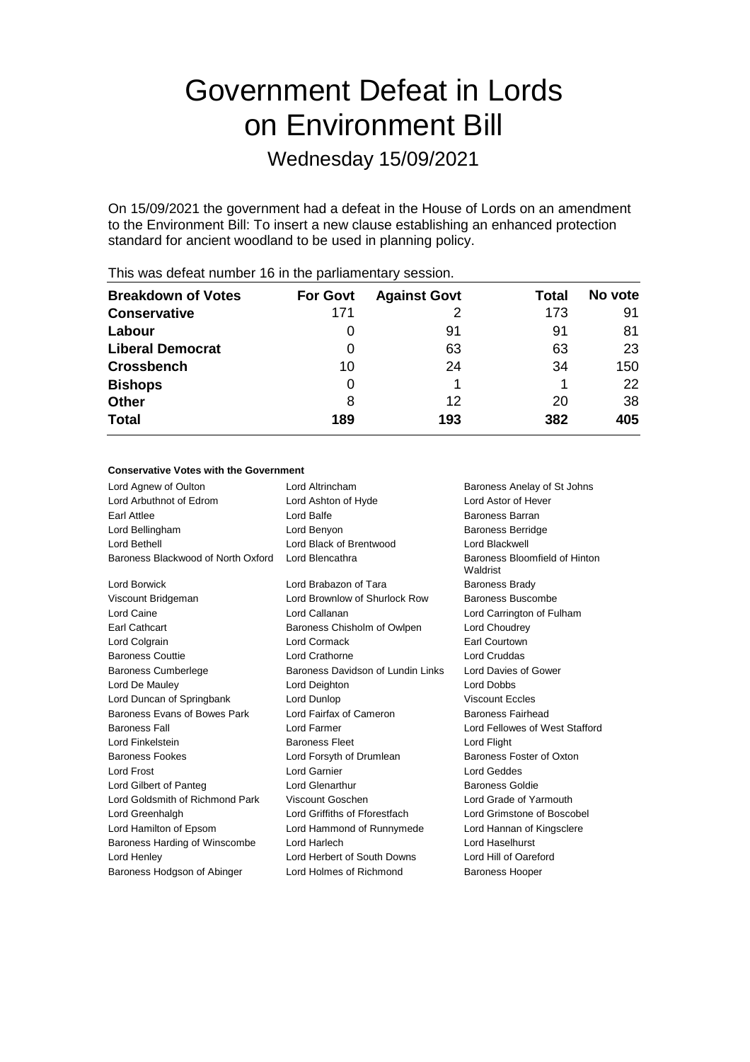# Government Defeat in Lords on Environment Bill

Wednesday 15/09/2021

On 15/09/2021 the government had a defeat in the House of Lords on an amendment to the Environment Bill: To insert a new clause establishing an enhanced protection standard for ancient woodland to be used in planning policy.

This was defeat number 16 in the parliamentary session.

| Breakdown of Votes | For Govt | Against Govt | Total | No vote |
|---|---|---|---|---|
| **Conservative** | 171 | 2 | 173 | 91 |
| **Labour** | 0 | 91 | 91 | 81 |
| **Liberal Democrat** | 0 | 63 | 63 | 23 |
| **Crossbench** | 10 | 24 | 34 | 150 |
| **Bishops** | 0 | 1 | 1 | 22 |
| **Other** | 8 | 12 | 20 | 38 |
| **Total** | **189** | **193** | **382** | **405** |

**Conservative Votes with the Government**

| | | |
|---|---|---|
| Lord Agnew of Oulton | Lord Altrincham | Baroness Anelay of St Johns |
| Lord Arbuthnot of Edrom | Lord Ashton of Hyde | Lord Astor of Hever |
| Earl Attlee | Lord Balfe | Baroness Barran |
| Lord Bellingham | Lord Benyon | Baroness Berridge |
| Lord Bethell | Lord Black of Brentwood | Lord Blackwell |
| Baroness Blackwood of North Oxford | Lord Blencathra | Baroness Bloomfield of Hinton Waldrist |
| Lord Borwick | Lord Brabazon of Tara | Baroness Brady |
| Viscount Bridgeman | Lord Brownlow of Shurlock Row | Baroness Buscombe |
| Lord Caine | Lord Callanan | Lord Carrington of Fulham |
| Earl Cathcart | Baroness Chisholm of Owlpen | Lord Choudrey |
| Lord Colgrain | Lord Cormack | Earl Courtown |
| Baroness Couttie | Lord Crathorne | Lord Cruddas |
| Baroness Cumberlege | Baroness Davidson of Lundin Links | Lord Davies of Gower |
| Lord De Mauley | Lord Deighton | Lord Dobbs |
| Lord Duncan of Springbank | Lord Dunlop | Viscount Eccles |
| Baroness Evans of Bowes Park | Lord Fairfax of Cameron | Baroness Fairhead |
| Baroness Fall | Lord Farmer | Lord Fellowes of West Stafford |
| Lord Finkelstein | Baroness Fleet | Lord Flight |
| Baroness Fookes | Lord Forsyth of Drumlean | Baroness Foster of Oxton |
| Lord Frost | Lord Garnier | Lord Geddes |
| Lord Gilbert of Panteg | Lord Glenarthur | Baroness Goldie |
| Lord Goldsmith of Richmond Park | Viscount Goschen | Lord Grade of Yarmouth |
| Lord Greenhalgh | Lord Griffiths of Fforestfach | Lord Grimstone of Boscobel |
| Lord Hamilton of Epsom | Lord Hammond of Runnymede | Lord Hannan of Kingsclere |
| Baroness Harding of Winscombe | Lord Harlech | Lord Haselhurst |
| Lord Henley | Lord Herbert of South Downs | Lord Hill of Oareford |
| Baroness Hodgson of Abinger | Lord Holmes of Richmond | Baroness Hooper |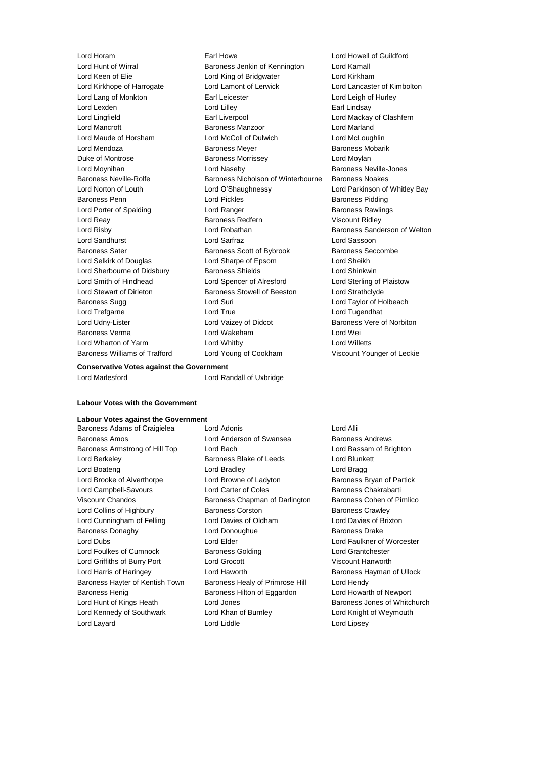Lord Horam
Earl Howe
Lord Howell of Guildford
Lord Hunt of Wirral
Baroness Jenkin of Kennington
Lord Kamall
Lord Keen of Elie
Lord King of Bridgwater
Lord Kirkham
Lord Kirkhope of Harrogate
Lord Lamont of Lerwick
Lord Lancaster of Kimbolton
Lord Lang of Monkton
Earl Leicester
Lord Leigh of Hurley
Lord Lexden
Lord Lilley
Earl Lindsay
Lord Lingfield
Earl Liverpool
Lord Mackay of Clashfern
Lord Mancroft
Baroness Manzoor
Lord Marland
Lord Maude of Horsham
Lord McColl of Dulwich
Lord McLoughlin
Lord Mendoza
Baroness Meyer
Baroness Mobarik
Duke of Montrose
Baroness Morrissey
Lord Moylan
Lord Moynihan
Lord Naseby
Baroness Neville-Jones
Baroness Neville-Rolfe
Baroness Nicholson of Winterbourne
Baroness Noakes
Lord Norton of Louth
Lord O'Shaughnessy
Lord Parkinson of Whitley Bay
Baroness Penn
Lord Pickles
Baroness Pidding
Lord Porter of Spalding
Lord Ranger
Baroness Rawlings
Lord Reay
Baroness Redfern
Viscount Ridley
Lord Risby
Lord Robathan
Baroness Sanderson of Welton
Lord Sandhurst
Lord Sarfraz
Lord Sassoon
Baroness Sater
Baroness Scott of Bybrook
Baroness Seccombe
Lord Selkirk of Douglas
Lord Sharpe of Epsom
Lord Sheikh
Lord Sherbourne of Didsbury
Baroness Shields
Lord Shinkwin
Lord Smith of Hindhead
Lord Spencer of Alresford
Lord Sterling of Plaistow
Lord Stewart of Dirleton
Baroness Stowell of Beeston
Lord Strathclyde
Baroness Sugg
Lord Suri
Lord Taylor of Holbeach
Lord Trefgarne
Lord True
Lord Tugendhat
Lord Udny-Lister
Lord Vaizey of Didcot
Baroness Vere of Norbiton
Baroness Verma
Lord Wakeham
Lord Wei
Lord Wharton of Yarm
Lord Whitby
Lord Willetts
Baroness Williams of Trafford
Lord Young of Cookham
Viscount Younger of Leckie

**Conservative Votes against the Government**

Lord Marlesford
Lord Randall of Uxbridge

**Labour Votes with the Government**

**Labour Votes against the Government**

Baroness Adams of Craigielea
Lord Adonis
Lord Alli
Baroness Amos
Lord Anderson of Swansea
Baroness Andrews
Baroness Armstrong of Hill Top
Lord Bach
Lord Bassam of Brighton
Lord Berkeley
Baroness Blake of Leeds
Lord Blunkett
Lord Boateng
Lord Bradley
Lord Bragg
Lord Brooke of Alverthorpe
Lord Browne of Ladyton
Baroness Bryan of Partick
Lord Campbell-Savours
Lord Carter of Coles
Baroness Chakrabarti
Viscount Chandos
Baroness Chapman of Darlington
Baroness Cohen of Pimlico
Lord Collins of Highbury
Baroness Corston
Baroness Crawley
Lord Cunningham of Felling
Lord Davies of Oldham
Lord Davies of Brixton
Baroness Donaghy
Lord Donoughue
Baroness Drake
Lord Dubs
Lord Elder
Lord Faulkner of Worcester
Lord Foulkes of Cumnock
Baroness Golding
Lord Grantchester
Lord Griffiths of Burry Port
Lord Grocott
Viscount Hanworth
Lord Harris of Haringey
Lord Haworth
Baroness Hayman of Ullock
Baroness Hayter of Kentish Town
Baroness Healy of Primrose Hill
Lord Hendy
Baroness Henig
Baroness Hilton of Eggardon
Lord Howarth of Newport
Lord Hunt of Kings Heath
Lord Jones
Baroness Jones of Whitchurch
Lord Kennedy of Southwark
Lord Khan of Burnley
Lord Knight of Weymouth
Lord Layard
Lord Liddle
Lord Lipsey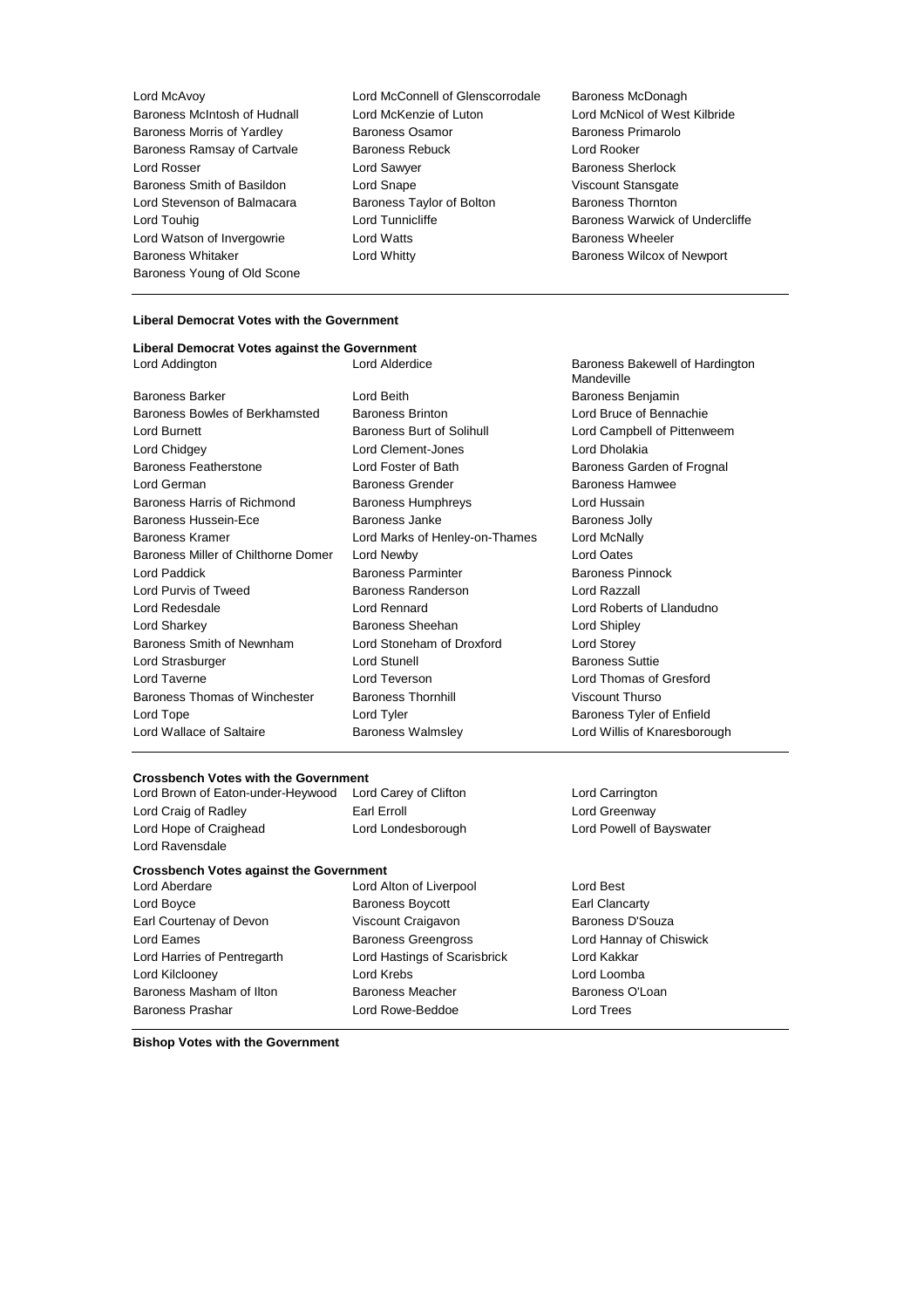Lord McAvoy
Lord McConnell of Glenscorrodale
Baroness McDonagh
Baroness McIntosh of Hudnall
Lord McKenzie of Luton
Lord McNicol of West Kilbride
Baroness Morris of Yardley
Baroness Osamor
Baroness Primarolo
Baroness Ramsay of Cartvale
Baroness Rebuck
Lord Rooker
Lord Rosser
Lord Sawyer
Baroness Sherlock
Baroness Smith of Basildon
Lord Snape
Viscount Stansgate
Lord Stevenson of Balmacara
Baroness Taylor of Bolton
Baroness Thornton
Lord Touhig
Lord Tunnicliffe
Baroness Warwick of Undercliffe
Lord Watson of Invergowrie
Lord Watts
Baroness Wheeler
Baroness Whitaker
Lord Whitty
Baroness Wilcox of Newport
Baroness Young of Old Scone

**Liberal Democrat Votes with the Government**

**Liberal Democrat Votes against the Government**

Lord Addington
Lord Alderdice
Baroness Bakewell of Hardington Mandeville
Baroness Barker
Lord Beith
Baroness Benjamin
Baroness Bowles of Berkhamsted
Baroness Brinton
Lord Bruce of Bennachie
Lord Burnett
Baroness Burt of Solihull
Lord Campbell of Pittenweem
Lord Chidgey
Lord Clement-Jones
Lord Dholakia
Baroness Featherstone
Lord Foster of Bath
Baroness Garden of Frognal
Lord German
Baroness Grender
Baroness Hamwee
Baroness Harris of Richmond
Baroness Humphreys
Lord Hussain
Baroness Hussein-Ece
Baroness Janke
Baroness Jolly
Baroness Kramer
Lord Marks of Henley-on-Thames
Lord McNally
Baroness Miller of Chilthorne Domer
Lord Newby
Lord Oates
Lord Paddick
Baroness Parminter
Baroness Pinnock
Lord Purvis of Tweed
Baroness Randerson
Lord Razzall
Lord Redesdale
Lord Rennard
Lord Roberts of Llandudno
Lord Sharkey
Baroness Sheehan
Lord Shipley
Baroness Smith of Newnham
Lord Stoneham of Droxford
Lord Storey
Lord Strasburger
Lord Stunell
Baroness Suttie
Lord Taverne
Lord Teverson
Lord Thomas of Gresford
Baroness Thomas of Winchester
Baroness Thornhill
Viscount Thurso
Lord Tope
Lord Tyler
Baroness Tyler of Enfield
Lord Wallace of Saltaire
Baroness Walmsley
Lord Willis of Knaresborough

**Crossbench Votes with the Government**

Lord Brown of Eaton-under-Heywood
Lord Carey of Clifton
Lord Carrington
Lord Craig of Radley
Earl Erroll
Lord Greenway
Lord Hope of Craighead
Lord Londesborough
Lord Powell of Bayswater
Lord Ravensdale

**Crossbench Votes against the Government**

Lord Aberdare
Lord Alton of Liverpool
Lord Best
Lord Boyce
Baroness Boycott
Earl Clancarty
Earl Courtenay of Devon
Viscount Craigavon
Baroness D'Souza
Lord Eames
Baroness Greengross
Lord Hannay of Chiswick
Lord Harries of Pentregarth
Lord Hastings of Scarisbrick
Lord Kakkar
Lord Kilclooney
Lord Krebs
Lord Loomba
Baroness Masham of Ilton
Baroness Meacher
Baroness O'Loan
Baroness Prashar
Lord Rowe-Beddoe
Lord Trees

**Bishop Votes with the Government**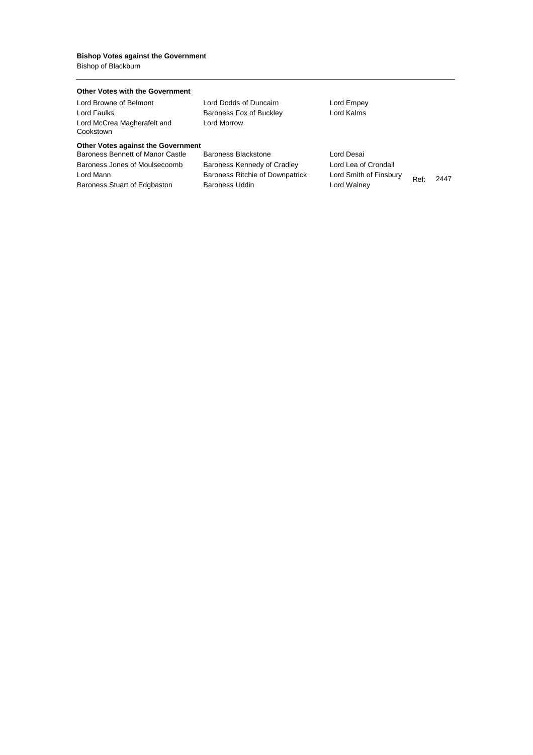**Bishop Votes against the Government**

Bishop of Blackburn

---

**Other Votes with the Government**

| | | |
|---|---|---|
| Lord Browne of Belmont | Lord Dodds of Duncairn | Lord Empey |
| Lord Faulks | Baroness Fox of Buckley | Lord Kalms |
| Lord McCrea Magherafelt and Cookstown | Lord Morrow | |

**Other Votes against the Government**

| | | |
|---|---|---|
| Baroness Bennett of Manor Castle | Baroness Blackstone | Lord Desai |
| Baroness Jones of Moulsecoomb | Baroness Kennedy of Cradley | Lord Lea of Crondall |
| Lord Mann | Baroness Ritchie of Downpatrick | Lord Smith of Finsbury |
| Baroness Stuart of Edgbaston | Baroness Uddin | Lord Walney |

Ref: 2447